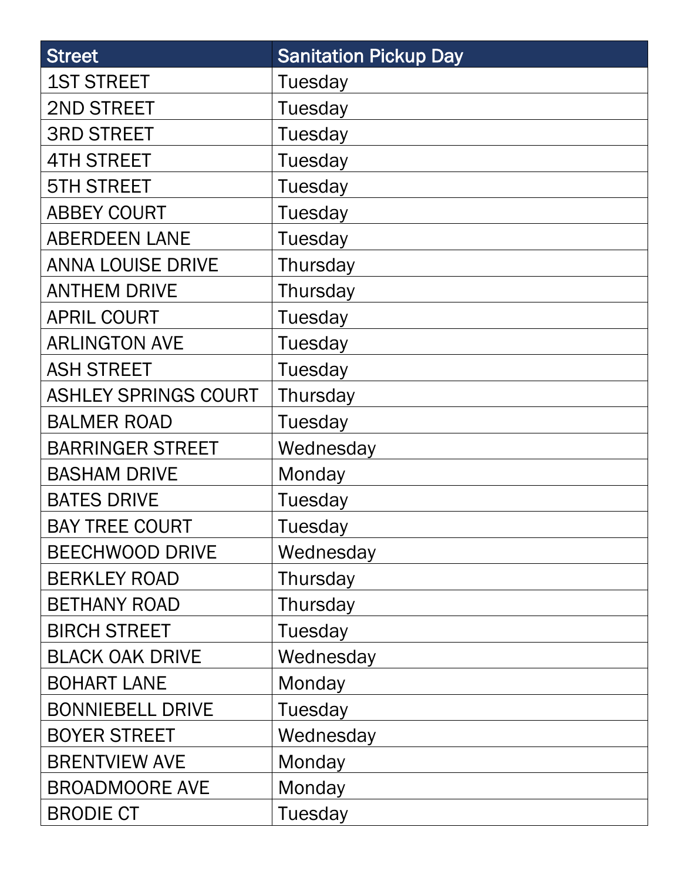| Street | Sanitation Pickup Day |
| --- | --- |
| 1ST STREET | Tuesday |
| 2ND STREET | Tuesday |
| 3RD STREET | Tuesday |
| 4TH STREET | Tuesday |
| 5TH STREET | Tuesday |
| ABBEY COURT | Tuesday |
| ABERDEEN LANE | Tuesday |
| ANNA LOUISE DRIVE | Thursday |
| ANTHEM DRIVE | Thursday |
| APRIL COURT | Tuesday |
| ARLINGTON AVE | Tuesday |
| ASH STREET | Tuesday |
| ASHLEY SPRINGS COURT | Thursday |
| BALMER ROAD | Tuesday |
| BARRINGER STREET | Wednesday |
| BASHAM DRIVE | Monday |
| BATES DRIVE | Tuesday |
| BAY TREE COURT | Tuesday |
| BEECHWOOD DRIVE | Wednesday |
| BERKLEY ROAD | Thursday |
| BETHANY ROAD | Thursday |
| BIRCH STREET | Tuesday |
| BLACK OAK DRIVE | Wednesday |
| BOHART LANE | Monday |
| BONNIEBELL DRIVE | Tuesday |
| BOYER STREET | Wednesday |
| BRENTVIEW AVE | Monday |
| BROADMOORE AVE | Monday |
| BRODIE CT | Tuesday |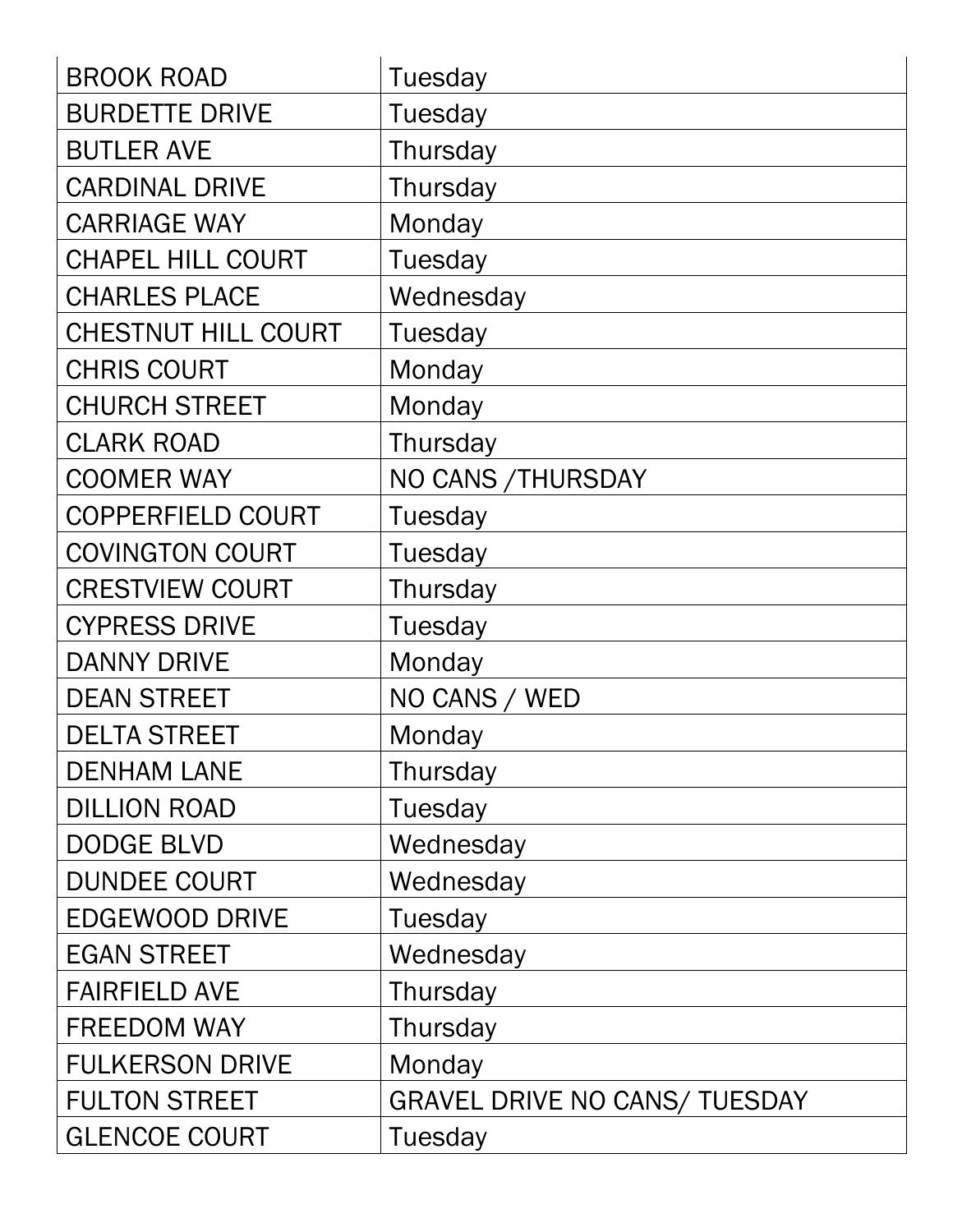| BROOK ROAD | Tuesday |
|---|---|
| BURDETTE DRIVE | Tuesday |
| BUTLER AVE | Thursday |
| CARDINAL DRIVE | Thursday |
| CARRIAGE WAY | Monday |
| CHAPEL HILL COURT | Tuesday |
| CHARLES PLACE | Wednesday |
| CHESTNUT HILL COURT | Tuesday |
| CHRIS COURT | Monday |
| CHURCH STREET | Monday |
| CLARK ROAD | Thursday |
| COOMER WAY | NO CANS /THURSDAY |
| COPPERFIELD COURT | Tuesday |
| COVINGTON COURT | Tuesday |
| CRESTVIEW COURT | Thursday |
| CYPRESS DRIVE | Tuesday |
| DANNY DRIVE | Monday |
| DEAN STREET | NO CANS / WED |
| DELTA STREET | Monday |
| DENHAM LANE | Thursday |
| DILLION ROAD | Tuesday |
| DODGE BLVD | Wednesday |
| DUNDEE COURT | Wednesday |
| EDGEWOOD DRIVE | Tuesday |
| EGAN STREET | Wednesday |
| FAIRFIELD AVE | Thursday |
| FREEDOM WAY | Thursday |
| FULKERSON DRIVE | Monday |
| FULTON STREET | GRAVEL DRIVE NO CANS/ TUESDAY |
| GLENCOE COURT | Tuesday |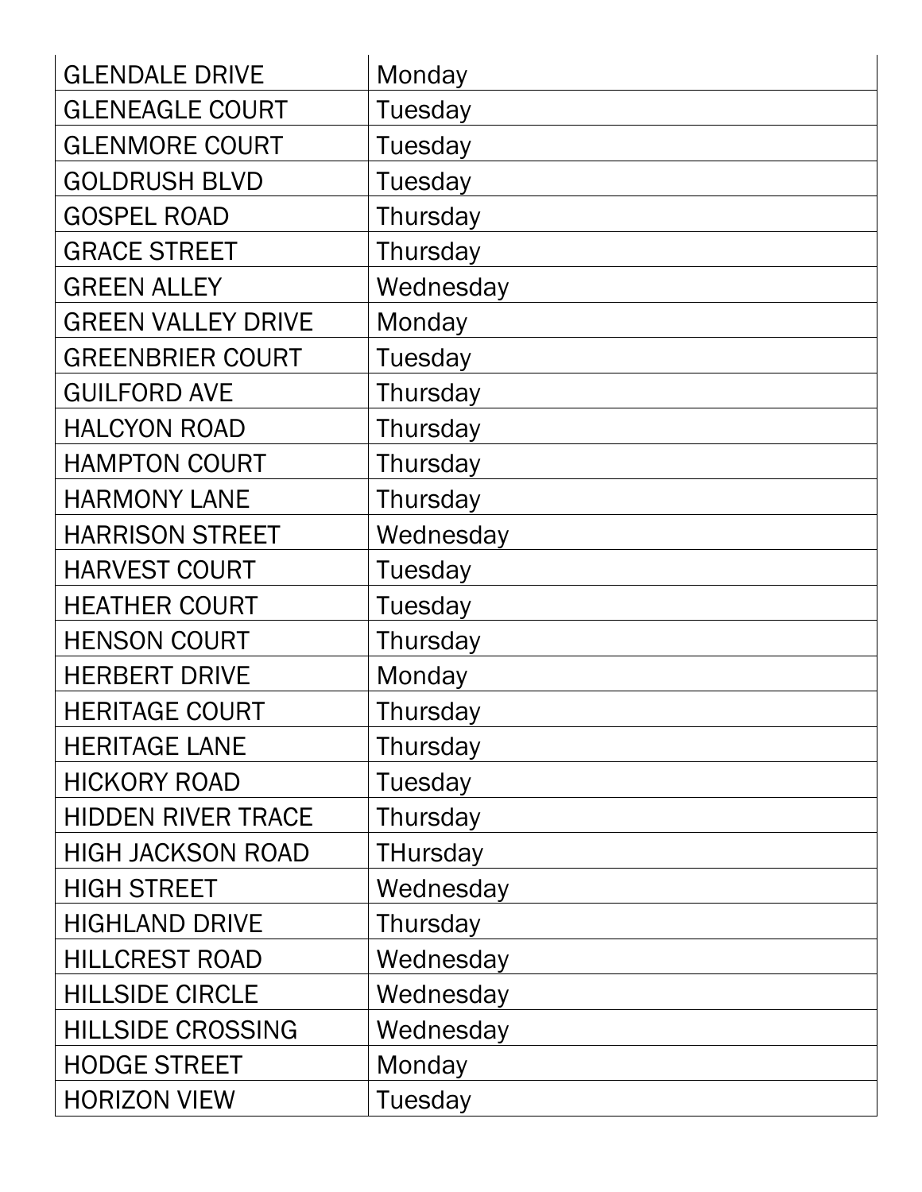| GLENDALE DRIVE | Monday |
|---|---|
| GLENEAGLE COURT | Tuesday |
| GLENMORE COURT | Tuesday |
| GOLDRUSH BLVD | Tuesday |
| GOSPEL ROAD | Thursday |
| GRACE STREET | Thursday |
| GREEN ALLEY | Wednesday |
| GREEN VALLEY DRIVE | Monday |
| GREENBRIER COURT | Tuesday |
| GUILFORD AVE | Thursday |
| HALCYON ROAD | Thursday |
| HAMPTON COURT | Thursday |
| HARMONY LANE | Thursday |
| HARRISON STREET | Wednesday |
| HARVEST COURT | Tuesday |
| HEATHER COURT | Tuesday |
| HENSON COURT | Thursday |
| HERBERT DRIVE | Monday |
| HERITAGE COURT | Thursday |
| HERITAGE LANE | Thursday |
| HICKORY ROAD | Tuesday |
| HIDDEN RIVER TRACE | Thursday |
| HIGH JACKSON ROAD | THursday |
| HIGH STREET | Wednesday |
| HIGHLAND DRIVE | Thursday |
| HILLCREST ROAD | Wednesday |
| HILLSIDE CIRCLE | Wednesday |
| HILLSIDE CROSSING | Wednesday |
| HODGE STREET | Monday |
| HORIZON VIEW | Tuesday |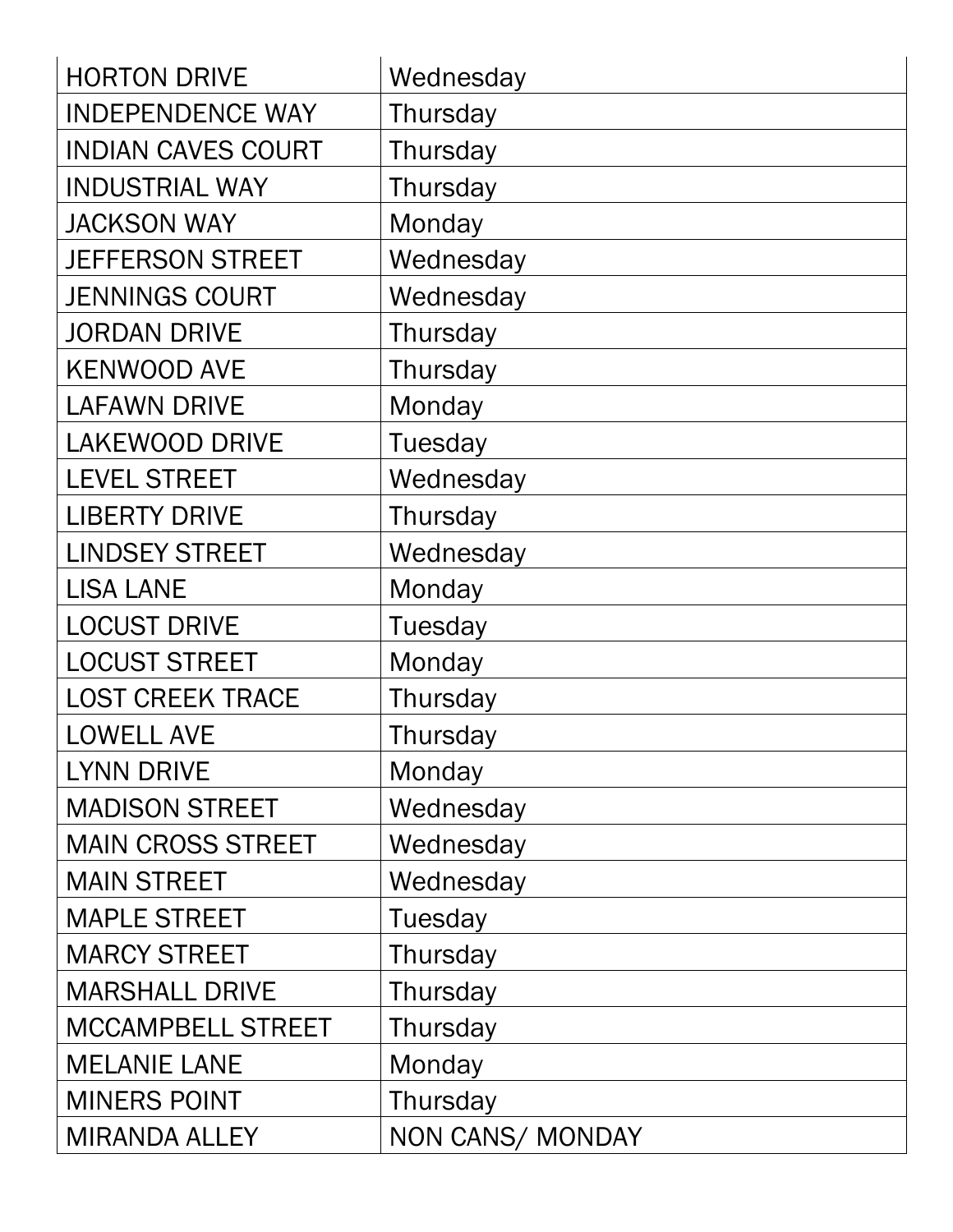| HORTON DRIVE | Wednesday |
|---|---|
| INDEPENDENCE WAY | Thursday |
| INDIAN CAVES COURT | Thursday |
| INDUSTRIAL WAY | Thursday |
| JACKSON WAY | Monday |
| JEFFERSON STREET | Wednesday |
| JENNINGS COURT | Wednesday |
| JORDAN DRIVE | Thursday |
| KENWOOD AVE | Thursday |
| LAFAWN DRIVE | Monday |
| LAKEWOOD DRIVE | Tuesday |
| LEVEL STREET | Wednesday |
| LIBERTY DRIVE | Thursday |
| LINDSEY STREET | Wednesday |
| LISA LANE | Monday |
| LOCUST DRIVE | Tuesday |
| LOCUST STREET | Monday |
| LOST CREEK TRACE | Thursday |
| LOWELL AVE | Thursday |
| LYNN DRIVE | Monday |
| MADISON STREET | Wednesday |
| MAIN CROSS STREET | Wednesday |
| MAIN STREET | Wednesday |
| MAPLE STREET | Tuesday |
| MARCY STREET | Thursday |
| MARSHALL DRIVE | Thursday |
| MCCAMPBELL STREET | Thursday |
| MELANIE LANE | Monday |
| MINERS POINT | Thursday |
| MIRANDA ALLEY | NON CANS/ MONDAY |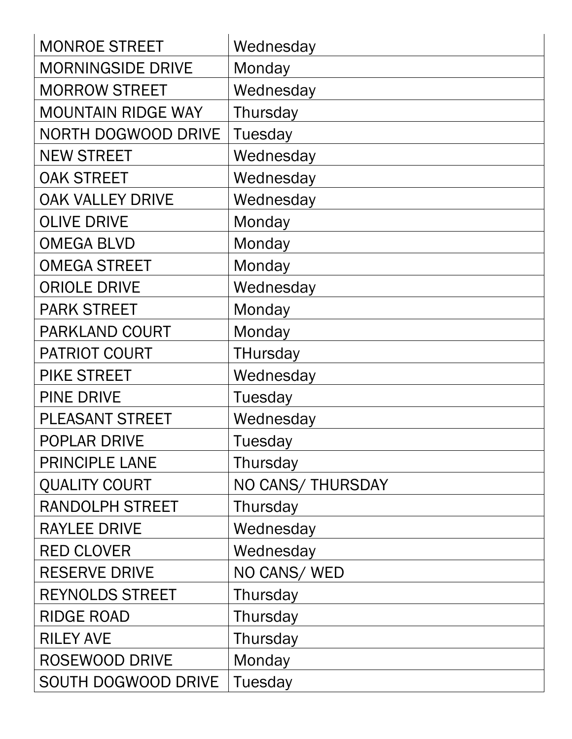| MONROE STREET | Wednesday |
|---|---|
| MORNINGSIDE DRIVE | Monday |
| MORROW STREET | Wednesday |
| MOUNTAIN RIDGE WAY | Thursday |
| NORTH DOGWOOD DRIVE | Tuesday |
| NEW STREET | Wednesday |
| OAK STREET | Wednesday |
| OAK VALLEY DRIVE | Wednesday |
| OLIVE DRIVE | Monday |
| OMEGA BLVD | Monday |
| OMEGA STREET | Monday |
| ORIOLE DRIVE | Wednesday |
| PARK STREET | Monday |
| PARKLAND COURT | Monday |
| PATRIOT COURT | THursday |
| PIKE STREET | Wednesday |
| PINE DRIVE | Tuesday |
| PLEASANT STREET | Wednesday |
| POPLAR DRIVE | Tuesday |
| PRINCIPLE LANE | Thursday |
| QUALITY COURT | NO CANS/ THURSDAY |
| RANDOLPH STREET | Thursday |
| RAYLEE DRIVE | Wednesday |
| RED CLOVER | Wednesday |
| RESERVE DRIVE | NO CANS/ WED |
| REYNOLDS STREET | Thursday |
| RIDGE ROAD | Thursday |
| RILEY AVE | Thursday |
| ROSEWOOD DRIVE | Monday |
| SOUTH DOGWOOD DRIVE | Tuesday |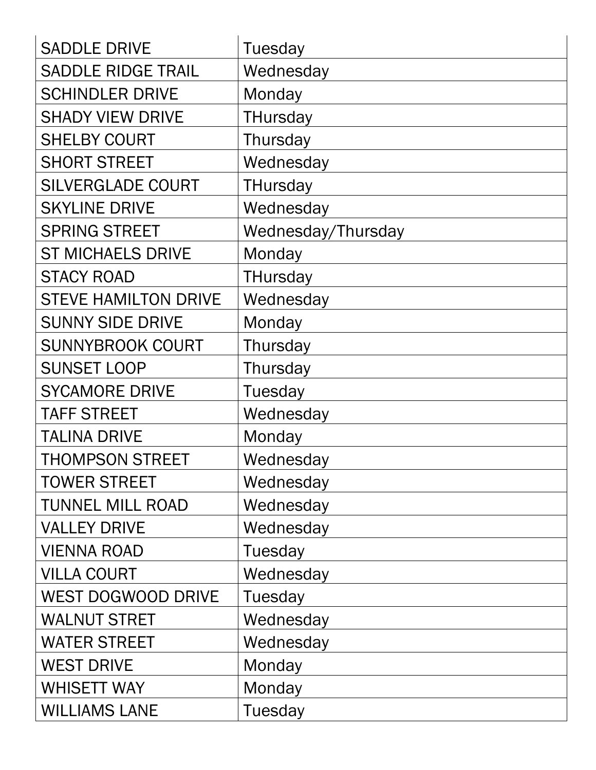| | |
|---|---|
| SADDLE DRIVE | Tuesday |
| SADDLE RIDGE TRAIL | Wednesday |
| SCHINDLER DRIVE | Monday |
| SHADY VIEW DRIVE | THursday |
| SHELBY COURT | Thursday |
| SHORT STREET | Wednesday |
| SILVERGLADE COURT | THursday |
| SKYLINE DRIVE | Wednesday |
| SPRING STREET | Wednesday/Thursday |
| ST MICHAELS DRIVE | Monday |
| STACY ROAD | THursday |
| STEVE HAMILTON DRIVE | Wednesday |
| SUNNY SIDE DRIVE | Monday |
| SUNNYBROOK COURT | Thursday |
| SUNSET LOOP | Thursday |
| SYCAMORE DRIVE | Tuesday |
| TAFF STREET | Wednesday |
| TALINA DRIVE | Monday |
| THOMPSON STREET | Wednesday |
| TOWER STREET | Wednesday |
| TUNNEL MILL ROAD | Wednesday |
| VALLEY DRIVE | Wednesday |
| VIENNA ROAD | Tuesday |
| VILLA COURT | Wednesday |
| WEST DOGWOOD DRIVE | Tuesday |
| WALNUT STRET | Wednesday |
| WATER STREET | Wednesday |
| WEST DRIVE | Monday |
| WHISETT WAY | Monday |
| WILLIAMS LANE | Tuesday |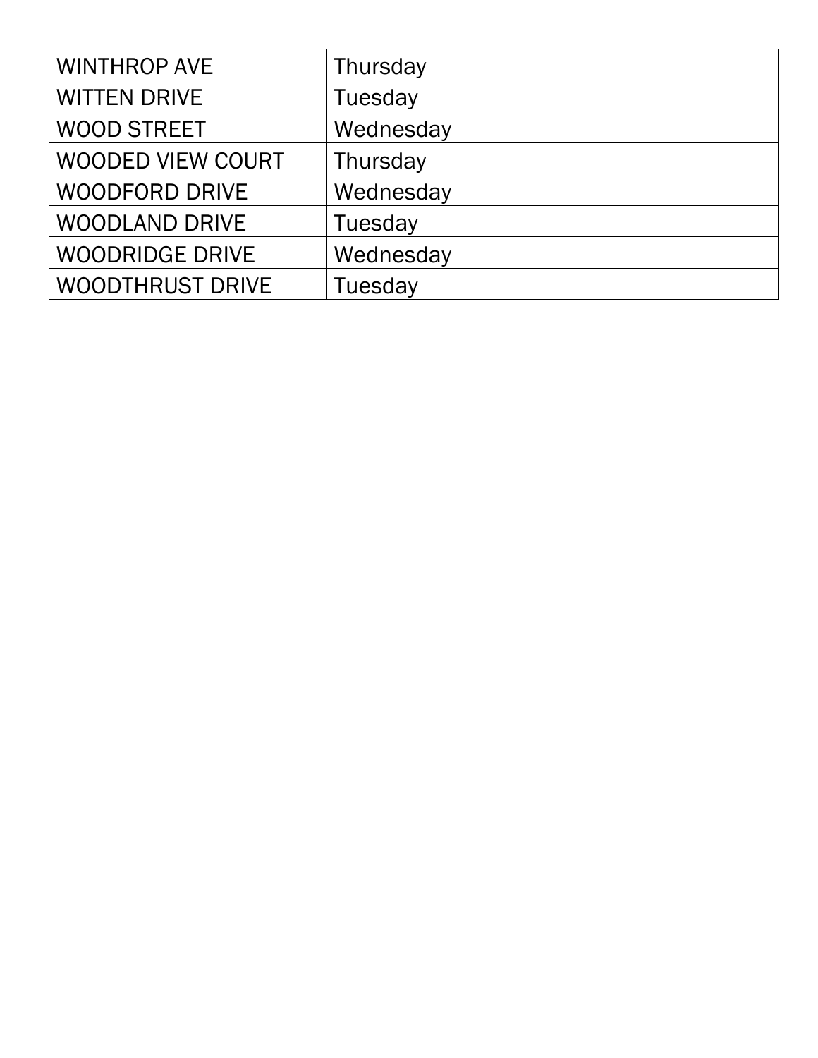| | |
|---|---|
| WINTHROP AVE | Thursday |
| WITTEN DRIVE | Tuesday |
| WOOD STREET | Wednesday |
| WOODED VIEW COURT | Thursday |
| WOODFORD DRIVE | Wednesday |
| WOODLAND DRIVE | Tuesday |
| WOODRIDGE DRIVE | Wednesday |
| WOODTHRUST DRIVE | Tuesday |